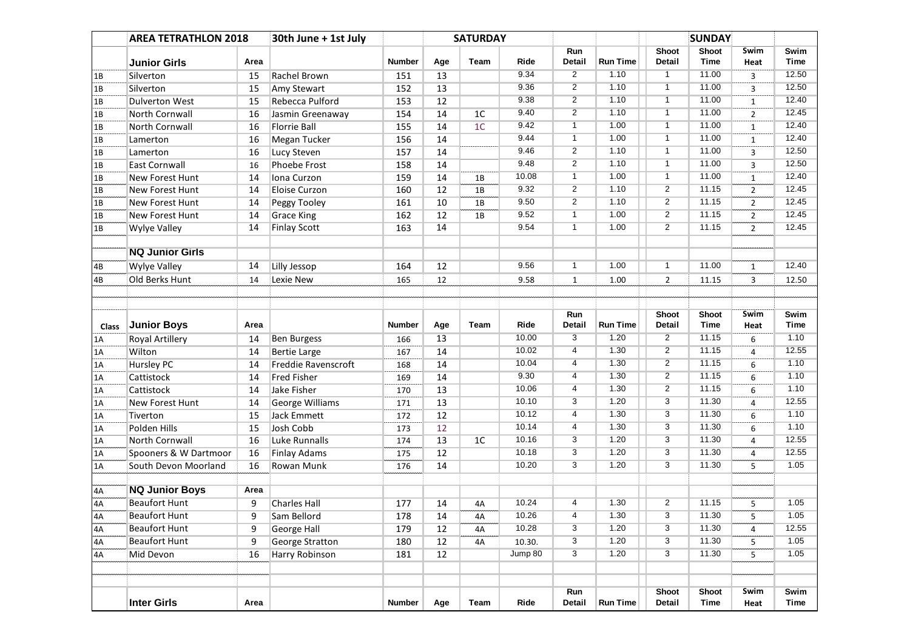| | AREA TETRATHLON 2018 | | 30th June + 1st July | | | SATURDAY | | | | | SUNDAY | | |
|---|---|---|---|---|---|---|---|---|---|---|---|---|---|
| | **Junior Girls** | **Area** | | **Number** | **Age** | **Team** | **Ride** | **Run Detail** | **Run Time** | **Shoot Detail** | **Shoot Time** | **Swim Heat** | **Swim Time** |
| 1B | Silverton | 15 | Rachel Brown | 151 | 13 | | 9.34 | 2 | 1.10 | 1 | 11.00 | 3 | 12.50 |
| 1B | Silverton | 15 | Amy Stewart | 152 | 13 | | 9.36 | 2 | 1.10 | 1 | 11.00 | 3 | 12.50 |
| 1B | Dulverton West | 15 | Rebecca Pulford | 153 | 12 | | 9.38 | 2 | 1.10 | 1 | 11.00 | 1 | 12.40 |
| 1B | North Cornwall | 16 | Jasmin Greenaway | 154 | 14 | 1C | 9.40 | 2 | 1.10 | 1 | 11.00 | 2 | 12.45 |
| 1B | North Cornwall | 16 | Florrie Ball | 155 | 14 | 1C | 9.42 | 1 | 1.00 | 1 | 11.00 | 1 | 12.40 |
| 1B | Lamerton | 16 | Megan Tucker | 156 | 14 | | 9.44 | 1 | 1.00 | 1 | 11.00 | 1 | 12.40 |
| 1B | Lamerton | 16 | Lucy Steven | 157 | 14 | | 9.46 | 2 | 1.10 | 1 | 11.00 | 3 | 12.50 |
| 1B | East Cornwall | 16 | Phoebe Frost | 158 | 14 | | 9.48 | 2 | 1.10 | 1 | 11.00 | 3 | 12.50 |
| 1B | New Forest Hunt | 14 | Iona Curzon | 159 | 14 | 1B | 10.08 | 1 | 1.00 | 1 | 11.00 | 1 | 12.40 |
| 1B | New Forest Hunt | 14 | Eloise Curzon | 160 | 12 | 1B | 9.32 | 2 | 1.10 | 2 | 11.15 | 2 | 12.45 |
| 1B | New Forest Hunt | 14 | Peggy Tooley | 161 | 10 | 1B | 9.50 | 2 | 1.10 | 2 | 11.15 | 2 | 12.45 |
| 1B | New Forest Hunt | 14 | Grace King | 162 | 12 | 1B | 9.52 | 1 | 1.00 | 2 | 11.15 | 2 | 12.45 |
| 1B | Wylye Valley | 14 | Finlay Scott | 163 | 14 | | 9.54 | 1 | 1.00 | 2 | 11.15 | 2 | 12.45 |
| | | | | | | | | | | | | | |
| | **NQ Junior Girls** | | | | | | | | | | | | |
| 4B | Wylye Valley | 14 | Lilly Jessop | 164 | 12 | | 9.56 | 1 | 1.00 | 1 | 11.00 | 1 | 12.40 |
| 4B | Old Berks Hunt | 14 | Lexie New | 165 | 12 | | 9.58 | 1 | 1.00 | 2 | 11.15 | 3 | 12.50 |
| | | | | | | | | | | | | | |
| **Class** | **Junior Boys** | **Area** | | **Number** | **Age** | **Team** | **Ride** | **Run Detail** | **Run Time** | **Shoot Detail** | **Shoot Time** | **Swim Heat** | **Swim Time** |
| 1A | Royal Artillery | 14 | Ben Burgess | 166 | 13 | | 10.00 | 3 | 1.20 | 2 | 11.15 | 6 | 1.10 |
| 1A | Wilton | 14 | Bertie Large | 167 | 14 | | 10.02 | 4 | 1.30 | 2 | 11.15 | 4 | 12.55 |
| 1A | Hursley PC | 14 | Freddie Ravenscroft | 168 | 14 | | 10.04 | 4 | 1.30 | 2 | 11.15 | 6 | 1.10 |
| 1A | Cattistock | 14 | Fred Fisher | 169 | 14 | | 9.30 | 4 | 1.30 | 2 | 11.15 | 6 | 1.10 |
| 1A | Cattistock | 14 | Jake Fisher | 170 | 13 | | 10.06 | 4 | 1.30 | 2 | 11.15 | 6 | 1.10 |
| 1A | New Forest Hunt | 14 | George Williams | 171 | 13 | | 10.10 | 3 | 1.20 | 3 | 11.30 | 4 | 12.55 |
| 1A | Tiverton | 15 | Jack Emmett | 172 | 12 | | 10.12 | 4 | 1.30 | 3 | 11.30 | 6 | 1.10 |
| 1A | Polden Hills | 15 | Josh Cobb | 173 | 12 | | 10.14 | 4 | 1.30 | 3 | 11.30 | 6 | 1.10 |
| 1A | North Cornwall | 16 | Luke Runnalls | 174 | 13 | 1C | 10.16 | 3 | 1.20 | 3 | 11.30 | 4 | 12.55 |
| 1A | Spooners & W Dartmoor | 16 | Finlay Adams | 175 | 12 | | 10.18 | 3 | 1.20 | 3 | 11.30 | 4 | 12.55 |
| 1A | South Devon Moorland | 16 | Rowan Munk | 176 | 14 | | 10.20 | 3 | 1.20 | 3 | 11.30 | 5 | 1.05 |
| | | | | | | | | | | | | | |
| 4A | **NQ Junior Boys** | **Area** | | | | | | | | | | | |
| 4A | Beaufort Hunt | 9 | Charles Hall | 177 | 14 | 4A | 10.24 | 4 | 1.30 | 2 | 11.15 | 5 | 1.05 |
| 4A | Beaufort Hunt | 9 | Sam Bellord | 178 | 14 | 4A | 10.26 | 4 | 1.30 | 3 | 11.30 | 5 | 1.05 |
| 4A | Beaufort Hunt | 9 | George Hall | 179 | 12 | 4A | 10.28 | 3 | 1.20 | 3 | 11.30 | 4 | 12.55 |
| 4A | Beaufort Hunt | 9 | George Stratton | 180 | 12 | 4A | 10.30. | 3 | 1.20 | 3 | 11.30 | 5 | 1.05 |
| 4A | Mid Devon | 16 | Harry Robinson | 181 | 12 | | Jump 80 | 3 | 1.20 | 3 | 11.30 | 5 | 1.05 |
| | | | | | | | | | | | | | |
| | **Inter Girls** | **Area** | | **Number** | **Age** | **Team** | **Ride** | **Run Detail** | **Run Time** | **Shoot Detail** | **Shoot Time** | **Swim Heat** | **Swim Time** |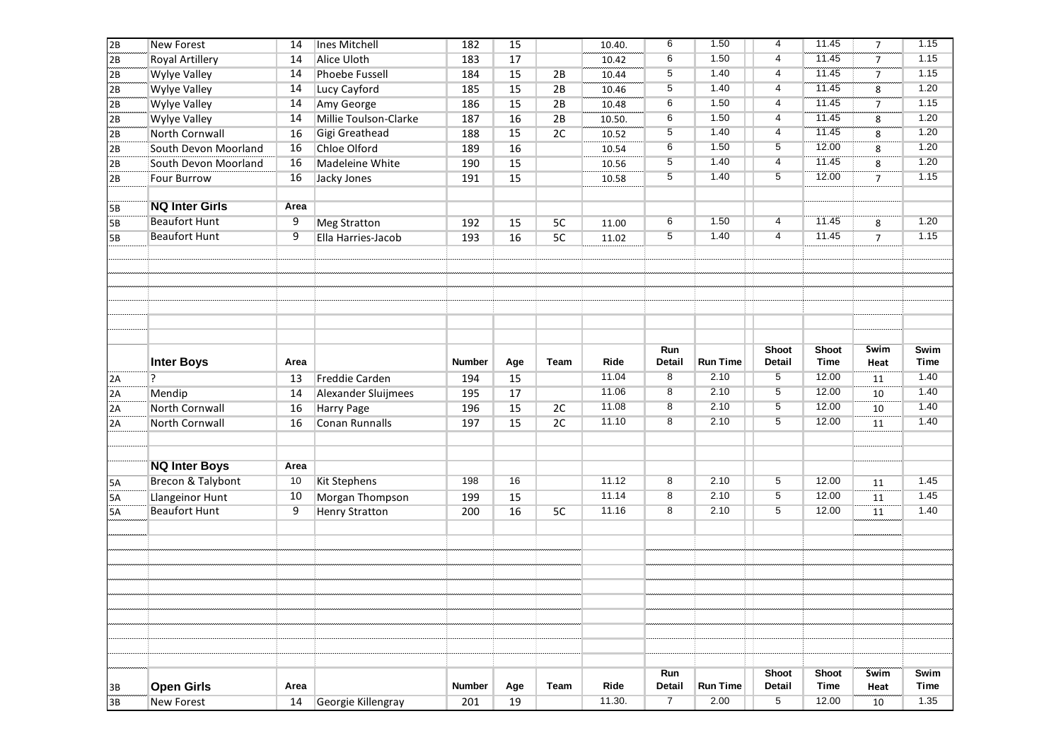| | | | | | | | | | | | | | |
|---|---|---|---|---|---|---|---|---|---|---|---|---|---|
| 2B | New Forest | 14 | Ines Mitchell | 182 | 15 | | 10.40. | 6 | 1.50 | 4 | 11.45 | 7 | 1.15 |
| 2B | Royal Artillery | 14 | Alice Uloth | 183 | 17 | | 10.42 | 6 | 1.50 | 4 | 11.45 | 7 | 1.15 |
| 2B | Wylye Valley | 14 | Phoebe Fussell | 184 | 15 | 2B | 10.44 | 5 | 1.40 | 4 | 11.45 | 7 | 1.15 |
| 2B | Wylye Valley | 14 | Lucy Cayford | 185 | 15 | 2B | 10.46 | 5 | 1.40 | 4 | 11.45 | 8 | 1.20 |
| 2B | Wylye Valley | 14 | Amy George | 186 | 15 | 2B | 10.48 | 6 | 1.50 | 4 | 11.45 | 7 | 1.15 |
| 2B | Wylye Valley | 14 | Millie Toulson-Clarke | 187 | 16 | 2B | 10.50. | 6 | 1.50 | 4 | 11.45 | 8 | 1.20 |
| 2B | North Cornwall | 16 | Gigi Greathead | 188 | 15 | 2C | 10.52 | 5 | 1.40 | 4 | 11.45 | 8 | 1.20 |
| 2B | South Devon Moorland | 16 | Chloe Olford | 189 | 16 | | 10.54 | 6 | 1.50 | 5 | 12.00 | 8 | 1.20 |
| 2B | South Devon Moorland | 16 | Madeleine White | 190 | 15 | | 10.56 | 5 | 1.40 | 4 | 11.45 | 8 | 1.20 |
| 2B | Four Burrow | 16 | Jacky Jones | 191 | 15 | | 10.58 | 5 | 1.40 | 5 | 12.00 | 7 | 1.15 |
| | | | | | | | | | | | | | |
| 5B | **NQ Inter Girls** | **Area** | | | | | | | | | | | |
| 5B | Beaufort Hunt | 9 | Meg Stratton | 192 | 15 | 5C | 11.00 | 6 | 1.50 | 4 | 11.45 | 8 | 1.20 |
| 5B | Beaufort Hunt | 9 | Ella Harries-Jacob | 193 | 16 | 5C | 11.02 | 5 | 1.40 | 4 | 11.45 | 7 | 1.15 |
| | | | | | | | | | | | | | |
| | **Inter Boys** | **Area** | | **Number** | **Age** | **Team** | **Ride** | **Run Detail** | **Run Time** | **Shoot Detail** | **Shoot Time** | **Swim Heat** | **Swim Time** |
| 2A | ? | 13 | Freddie Carden | 194 | 15 | | 11.04 | 8 | 2.10 | 5 | 12.00 | 11 | 1.40 |
| 2A | Mendip | 14 | Alexander Sluijmees | 195 | 17 | | 11.06 | 8 | 2.10 | 5 | 12.00 | 10 | 1.40 |
| 2A | North Cornwall | 16 | Harry Page | 196 | 15 | 2C | 11.08 | 8 | 2.10 | 5 | 12.00 | 10 | 1.40 |
| 2A | North Cornwall | 16 | Conan Runnalls | 197 | 15 | 2C | 11.10 | 8 | 2.10 | 5 | 12.00 | 11 | 1.40 |
| | | | | | | | | | | | | | |
| | **NQ Inter Boys** | **Area** | | | | | | | | | | | |
| 5A | Brecon & Talybont | 10 | Kit Stephens | 198 | 16 | | 11.12 | 8 | 2.10 | 5 | 12.00 | 11 | 1.45 |
| 5A | Llangeinor Hunt | 10 | Morgan Thompson | 199 | 15 | | 11.14 | 8 | 2.10 | 5 | 12.00 | 11 | 1.45 |
| 5A | Beaufort Hunt | 9 | Henry Stratton | 200 | 16 | 5C | 11.16 | 8 | 2.10 | 5 | 12.00 | 11 | 1.40 |
| | | | | | | | | | | | | | |
| 3B | **Open Girls** | **Area** | | **Number** | **Age** | **Team** | **Ride** | **Run Detail** | **Run Time** | **Shoot Detail** | **Shoot Time** | **Swim Heat** | **Swim Time** |
| 3B | New Forest | 14 | Georgie Killengray | 201 | 19 | | 11.30. | 7 | 2.00 | 5 | 12.00 | 10 | 1.35 |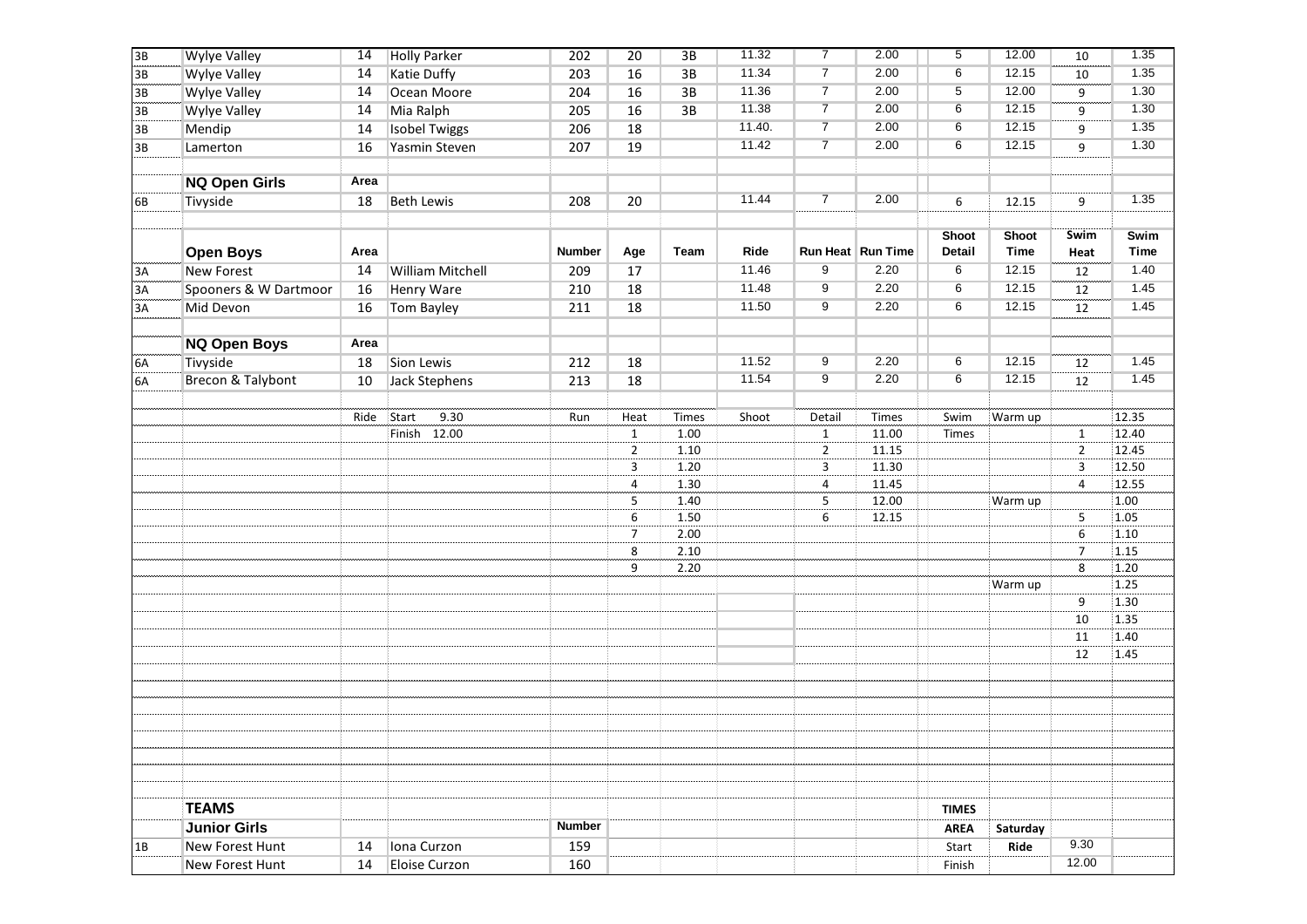| | | | | | | | | | | | | | |
|---|---|---|---|---|---|---|---|---|---|---|---|---|---|
| 3B | Wylye Valley | 14 | Holly Parker | 202 | 20 | 3B | 11.32 | 7 | 2.00 | 5 | 12.00 | 10 | 1.35 |
| 3B | Wylye Valley | 14 | Katie Duffy | 203 | 16 | 3B | 11.34 | 7 | 2.00 | 6 | 12.15 | 10 | 1.35 |
| 3B | Wylye Valley | 14 | Ocean Moore | 204 | 16 | 3B | 11.36 | 7 | 2.00 | 5 | 12.00 | 9 | 1.30 |
| 3B | Wylye Valley | 14 | Mia Ralph | 205 | 16 | 3B | 11.38 | 7 | 2.00 | 6 | 12.15 | 9 | 1.30 |
| 3B | Mendip | 14 | Isobel Twiggs | 206 | 18 | | 11.40. | 7 | 2.00 | 6 | 12.15 | 9 | 1.35 |
| 3B | Lamerton | 16 | Yasmin Steven | 207 | 19 | | 11.42 | 7 | 2.00 | 6 | 12.15 | 9 | 1.30 |
| | | | | | | | | | | | | | |
| | **NQ Open Girls** | **Area** | | | | | | | | | | | |
| 6B | Tivyside | 18 | Beth Lewis | 208 | 20 | | 11.44 | 7 | 2.00 | 6 | 12.15 | 9 | 1.35 |
| | | | | | | | | | | | | | |
| | **Open Boys** | **Area** | | **Number** | **Age** | **Team** | **Ride** | **Run Heat** | **Run Time** | **Shoot Detail** | **Shoot Time** | **Swim Heat** | **Swim Time** |
| 3A | New Forest | 14 | William Mitchell | 209 | 17 | | 11.46 | 9 | 2.20 | 6 | 12.15 | 12 | 1.40 |
| 3A | Spooners & W Dartmoor | 16 | Henry Ware | 210 | 18 | | 11.48 | 9 | 2.20 | 6 | 12.15 | 12 | 1.45 |
| 3A | Mid Devon | 16 | Tom Bayley | 211 | 18 | | 11.50 | 9 | 2.20 | 6 | 12.15 | 12 | 1.45 |
| | | | | | | | | | | | | | |
| | **NQ Open Boys** | **Area** | | | | | | | | | | | |
| 6A | Tivyside | 18 | Sion Lewis | 212 | 18 | | 11.52 | 9 | 2.20 | 6 | 12.15 | 12 | 1.45 |
| 6A | Brecon & Talybont | 10 | Jack Stephens | 213 | 18 | | 11.54 | 9 | 2.20 | 6 | 12.15 | 12 | 1.45 |

| | | | | | | | | | | | | | |
|---|---|---|---|---|---|---|---|---|---|---|---|---|---|
| | | Ride | Start 9.30 | Run | Heat | Times | Shoot | Detail | Times | Swim | Warm up | | 12.35 |
| | | | Finish 12.00 | | 1 | 1.00 | | 1 | 11.00 | Times | | 1 | 12.40 |
| | | | | | 2 | 1.10 | | 2 | 11.15 | | | 2 | 12.45 |
| | | | | | 3 | 1.20 | | 3 | 11.30 | | | 3 | 12.50 |
| | | | | | 4 | 1.30 | | 4 | 11.45 | | | 4 | 12.55 |
| | | | | | 5 | 1.40 | | 5 | 12.00 | | Warm up | | 1.00 |
| | | | | | 6 | 1.50 | | 6 | 12.15 | | | 5 | 1.05 |
| | | | | | 7 | 2.00 | | | | | | 6 | 1.10 |
| | | | | | 8 | 2.10 | | | | | | 7 | 1.15 |
| | | | | | 9 | 2.20 | | | | | | 8 | 1.20 |
| | | | | | | | | | | | Warm up | | 1.25 |
| | | | | | | | | | | | | 9 | 1.30 |
| | | | | | | | | | | | | 10 | 1.35 |
| | | | | | | | | | | | | 11 | 1.40 |
| | | | | | | | | | | | | 12 | 1.45 |

| | | | | | | | | | | | | | |
|---|---|---|---|---|---|---|---|---|---|---|---|---|---|
| | **TEAMS** | | | | | | | | | **TIMES** | | | |
| | **Junior Girls** | | | **Number** | | | | | | **AREA** | **Saturday** | | |
| 1B | New Forest Hunt | 14 | Iona Curzon | 159 | | | | | | Start | **Ride** | 9.30 | |
| | New Forest Hunt | 14 | Eloise Curzon | 160 | | | | | | Finish | | 12.00 | |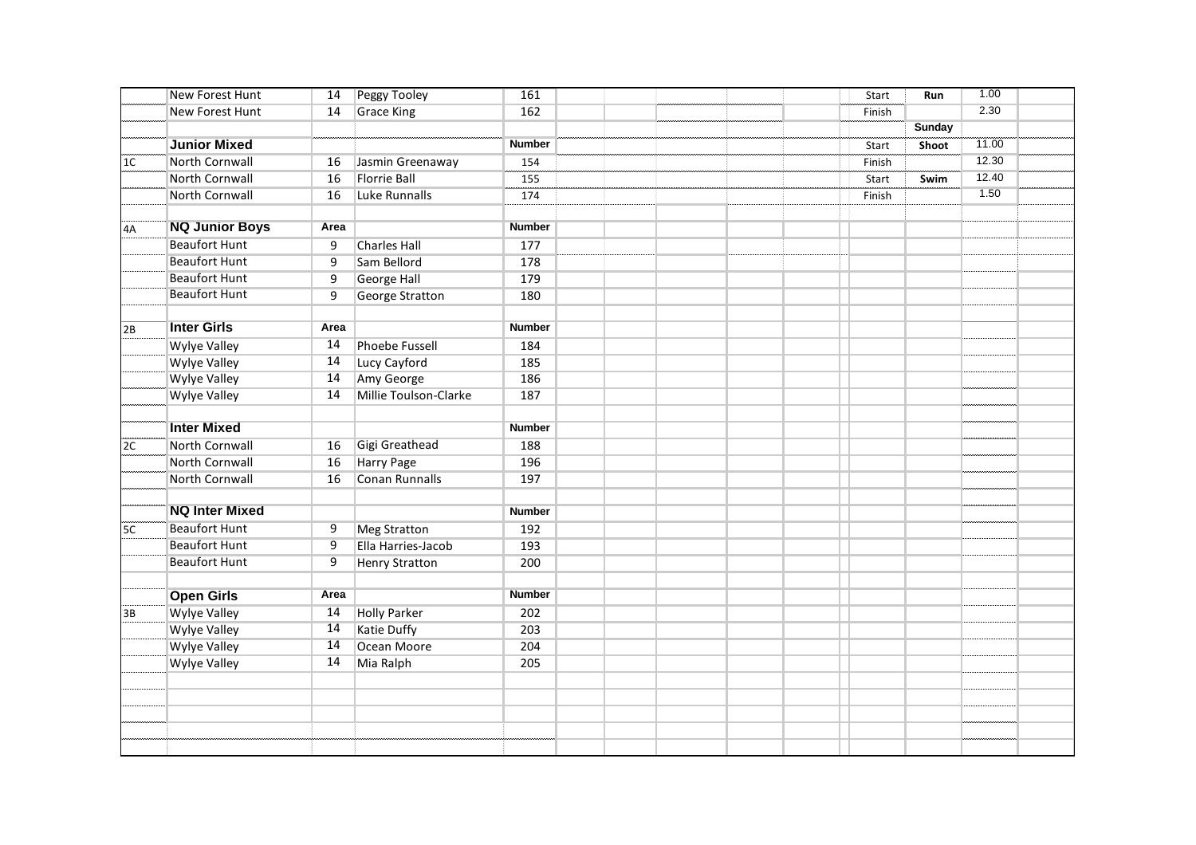| | | | | | | | | | | | | | | |
|---|---|---|---|---|---|---|---|---|---|---|---|---|---|---|
| | New Forest Hunt | 14 | Peggy Tooley | 161 | | | | | | | Start | Run | 1.00 | |
| | New Forest Hunt | 14 | Grace King | 162 | | | | | | | Finish | | 2.30 | |
| | | | | | | | | | | | | Sunday | | |
| | **Junior Mixed** | | | **Number** | | | | | | | Start | Shoot | 11.00 | |
| 1C | North Cornwall | 16 | Jasmin Greenaway | 154 | | | | | | | Finish | | 12.30 | |
| | North Cornwall | 16 | Florrie Ball | 155 | | | | | | | Start | Swim | 12.40 | |
| | North Cornwall | 16 | Luke Runnalls | 174 | | | | | | | Finish | | 1.50 | |
| | | | | | | | | | | | | | | |
| 4A | **NQ Junior Boys** | **Area** | | **Number** | | | | | | | | | | |
| | Beaufort Hunt | 9 | Charles Hall | 177 | | | | | | | | | | |
| | Beaufort Hunt | 9 | Sam Bellord | 178 | | | | | | | | | | |
| | Beaufort Hunt | 9 | George Hall | 179 | | | | | | | | | | |
| | Beaufort Hunt | 9 | George Stratton | 180 | | | | | | | | | | |
| | | | | | | | | | | | | | | |
| 2B | **Inter Girls** | **Area** | | **Number** | | | | | | | | | | |
| | Wylye Valley | 14 | Phoebe Fussell | 184 | | | | | | | | | | |
| | Wylye Valley | 14 | Lucy Cayford | 185 | | | | | | | | | | |
| | Wylye Valley | 14 | Amy George | 186 | | | | | | | | | | |
| | Wylye Valley | 14 | Millie Toulson-Clarke | 187 | | | | | | | | | | |
| | | | | | | | | | | | | | | |
| | **Inter Mixed** | | | **Number** | | | | | | | | | | |
| 2C | North Cornwall | 16 | Gigi Greathead | 188 | | | | | | | | | | |
| | North Cornwall | 16 | Harry Page | 196 | | | | | | | | | | |
| | North Cornwall | 16 | Conan Runnalls | 197 | | | | | | | | | | |
| | | | | | | | | | | | | | | |
| | **NQ Inter Mixed** | | | **Number** | | | | | | | | | | |
| 5C | Beaufort Hunt | 9 | Meg Stratton | 192 | | | | | | | | | | |
| | Beaufort Hunt | 9 | Ella Harries-Jacob | 193 | | | | | | | | | | |
| | Beaufort Hunt | 9 | Henry Stratton | 200 | | | | | | | | | | |
| | | | | | | | | | | | | | | |
| | **Open Girls** | **Area** | | **Number** | | | | | | | | | | |
| 3B | Wylye Valley | 14 | Holly Parker | 202 | | | | | | | | | | |
| | Wylye Valley | 14 | Katie Duffy | 203 | | | | | | | | | | |
| | Wylye Valley | 14 | Ocean Moore | 204 | | | | | | | | | | |
| | Wylye Valley | 14 | Mia Ralph | 205 | | | | | | | | | | |